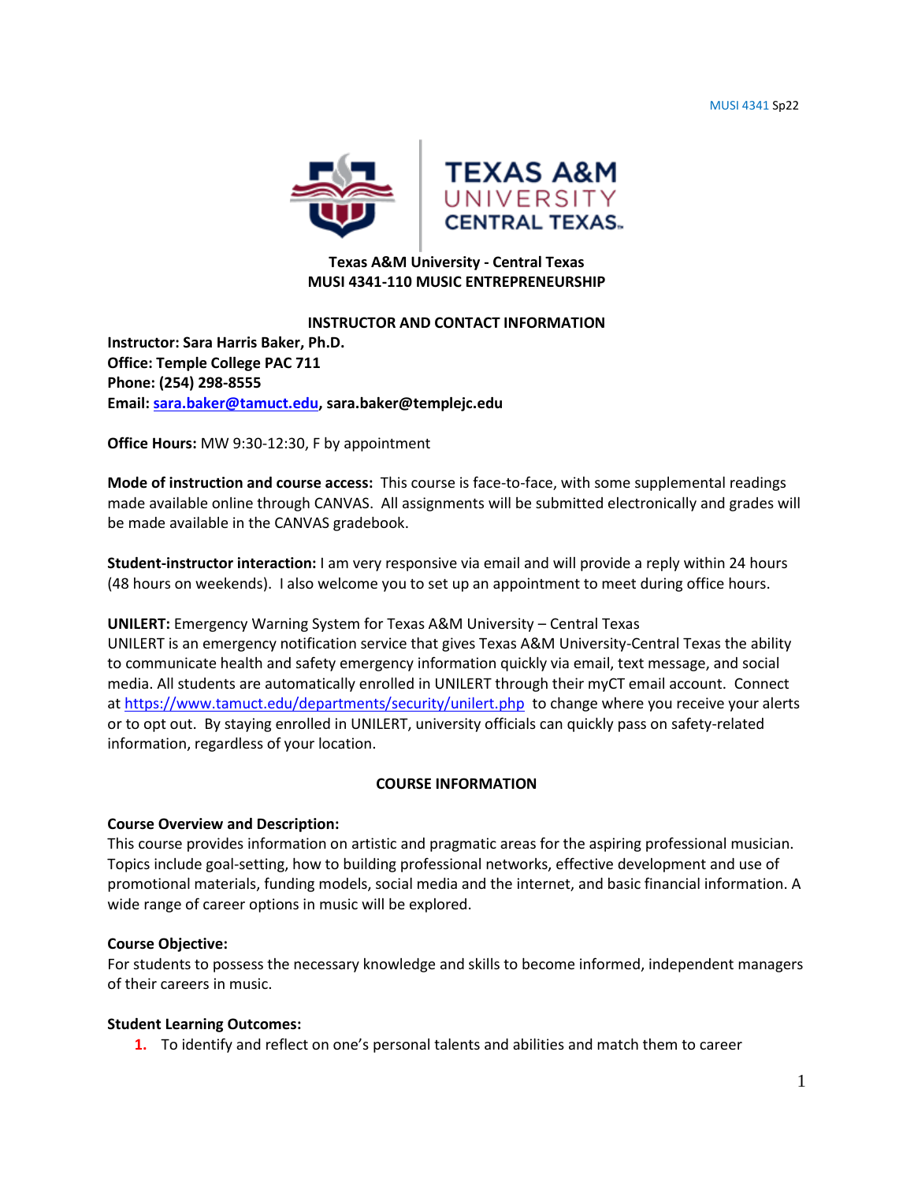**Texas A&M University - Central Texas**
**MUSI 4341-110 MUSIC ENTREPRENEURSHIP**

## INSTRUCTOR AND CONTACT INFORMATION

**Instructor: Sara Harris Baker, Ph.D.**
**Office: Temple College PAC 711**
**Phone: (254) 298-8555**
**Email: sara.baker@tamuct.edu, sara.baker@templejc.edu**

**Office Hours:** MW 9:30-12:30, F by appointment

**Mode of instruction and course access:** This course is face-to-face, with some supplemental readings made available online through CANVAS. All assignments will be submitted electronically and grades will be made available in the CANVAS gradebook.

**Student-instructor interaction:** I am very responsive via email and will provide a reply within 24 hours (48 hours on weekends). I also welcome you to set up an appointment to meet during office hours.

**UNILERT:** Emergency Warning System for Texas A&M University – Central Texas
UNILERT is an emergency notification service that gives Texas A&M University-Central Texas the ability to communicate health and safety emergency information quickly via email, text message, and social media. All students are automatically enrolled in UNILERT through their myCT email account. Connect at https://www.tamuct.edu/departments/security/unilert.php to change where you receive your alerts or to opt out. By staying enrolled in UNILERT, university officials can quickly pass on safety-related information, regardless of your location.

## COURSE INFORMATION

**Course Overview and Description:**
This course provides information on artistic and pragmatic areas for the aspiring professional musician. Topics include goal-setting, how to building professional networks, effective development and use of promotional materials, funding models, social media and the internet, and basic financial information. A wide range of career options in music will be explored.

**Course Objective:**
For students to possess the necessary knowledge and skills to become informed, independent managers of their careers in music.

**Student Learning Outcomes:**

1. To identify and reflect on one's personal talents and abilities and match them to career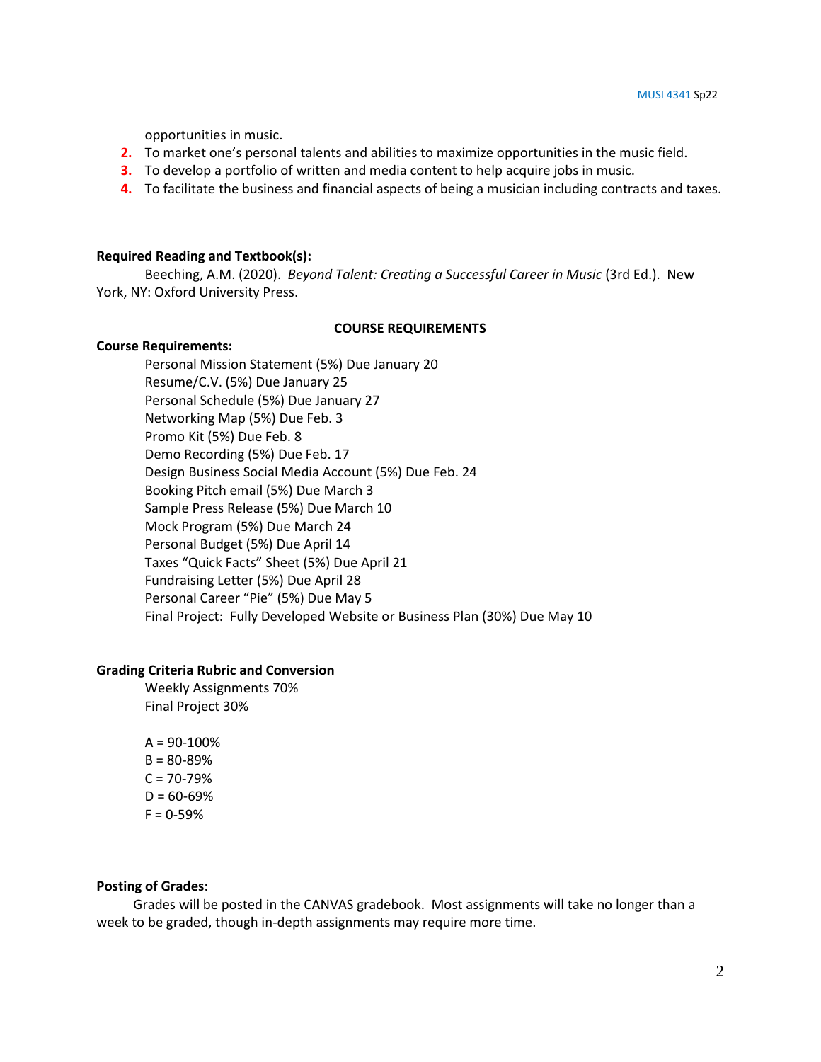opportunities in music.

2. To market one's personal talents and abilities to maximize opportunities in the music field.
3. To develop a portfolio of written and media content to help acquire jobs in music.
4. To facilitate the business and financial aspects of being a musician including contracts and taxes.

**Required Reading and Textbook(s):**

Beeching, A.M. (2020). *Beyond Talent: Creating a Successful Career in Music* (3rd Ed.). New York, NY: Oxford University Press.

## COURSE REQUIREMENTS

**Course Requirements:**

Personal Mission Statement (5%) Due January 20
Resume/C.V. (5%) Due January 25
Personal Schedule (5%) Due January 27
Networking Map (5%) Due Feb. 3
Promo Kit (5%) Due Feb. 8
Demo Recording (5%) Due Feb. 17
Design Business Social Media Account (5%) Due Feb. 24
Booking Pitch email (5%) Due March 3
Sample Press Release (5%) Due March 10
Mock Program (5%) Due March 24
Personal Budget (5%) Due April 14
Taxes "Quick Facts" Sheet (5%) Due April 21
Fundraising Letter (5%) Due April 28
Personal Career "Pie" (5%) Due May 5
Final Project: Fully Developed Website or Business Plan (30%) Due May 10

**Grading Criteria Rubric and Conversion**

Weekly Assignments 70%
Final Project 30%

A = 90-100%
B = 80-89%
C = 70-79%
D = 60-69%
F = 0-59%

**Posting of Grades:**

Grades will be posted in the CANVAS gradebook. Most assignments will take no longer than a week to be graded, though in-depth assignments may require more time.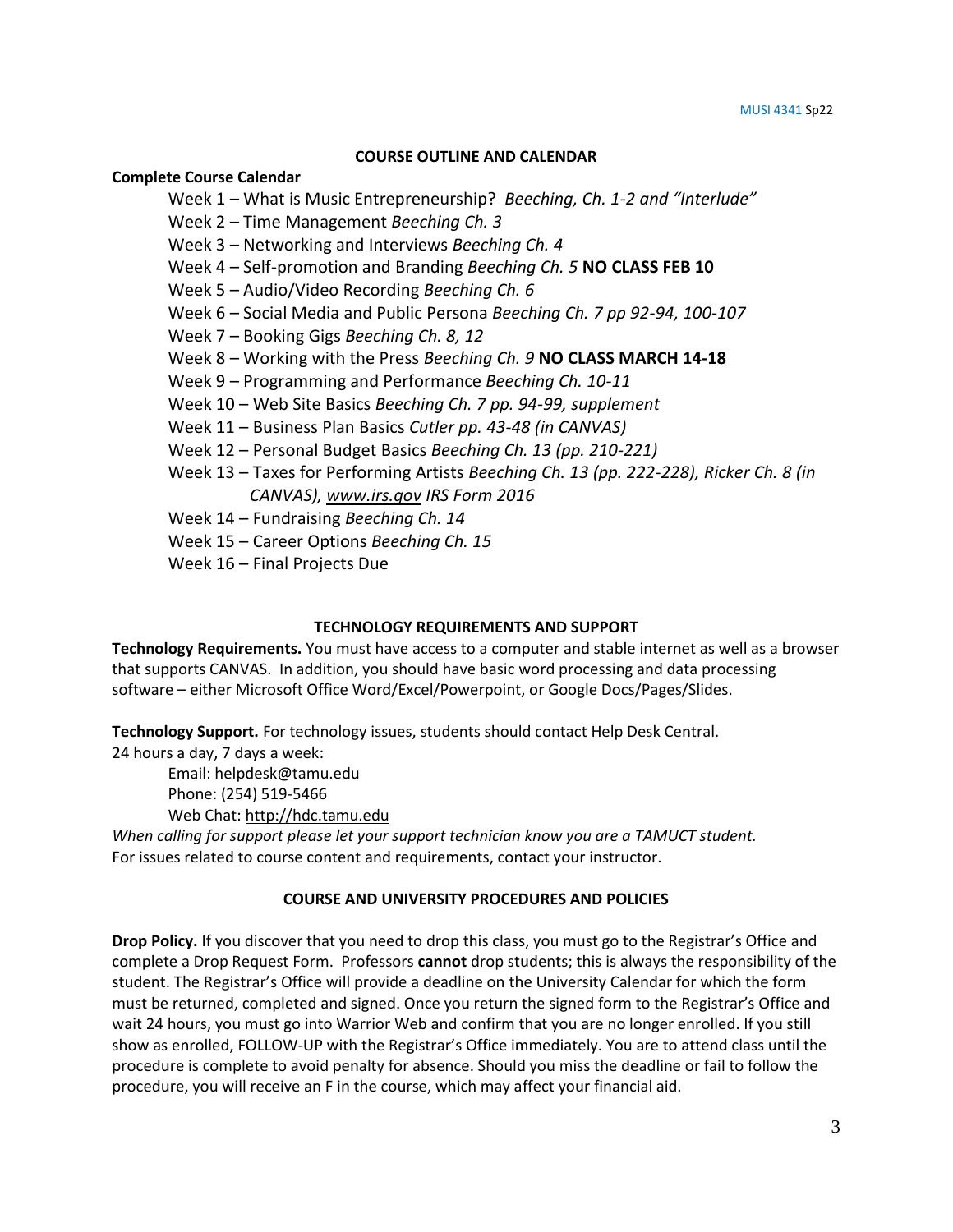## COURSE OUTLINE AND CALENDAR

**Complete Course Calendar**

- Week 1 – What is Music Entrepreneurship? *Beeching, Ch. 1-2 and "Interlude"*
- Week 2 – Time Management *Beeching Ch. 3*
- Week 3 – Networking and Interviews *Beeching Ch. 4*
- Week 4 – Self-promotion and Branding *Beeching Ch. 5* **NO CLASS FEB 10**
- Week 5 – Audio/Video Recording *Beeching Ch. 6*
- Week 6 – Social Media and Public Persona *Beeching Ch. 7 pp 92-94, 100-107*
- Week 7 – Booking Gigs *Beeching Ch. 8, 12*
- Week 8 – Working with the Press *Beeching Ch. 9* **NO CLASS MARCH 14-18**
- Week 9 – Programming and Performance *Beeching Ch. 10-11*
- Week 10 – Web Site Basics *Beeching Ch. 7 pp. 94-99, supplement*
- Week 11 – Business Plan Basics *Cutler pp. 43-48 (in CANVAS)*
- Week 12 – Personal Budget Basics *Beeching Ch. 13 (pp. 210-221)*
- Week 13 – Taxes for Performing Artists *Beeching Ch. 13 (pp. 222-228), Ricker Ch. 8 (in CANVAS), www.irs.gov IRS Form 2016*
- Week 14 – Fundraising *Beeching Ch. 14*
- Week 15 – Career Options *Beeching Ch. 15*
- Week 16 – Final Projects Due

## TECHNOLOGY REQUIREMENTS AND SUPPORT

**Technology Requirements.** You must have access to a computer and stable internet as well as a browser that supports CANVAS. In addition, you should have basic word processing and data processing software – either Microsoft Office Word/Excel/Powerpoint, or Google Docs/Pages/Slides.

**Technology Support.** For technology issues, students should contact Help Desk Central.
24 hours a day, 7 days a week:

Email: helpdesk@tamu.edu
Phone: (254) 519-5466
Web Chat: http://hdc.tamu.edu

*When calling for support please let your support technician know you are a TAMUCT student.*
For issues related to course content and requirements, contact your instructor.

## COURSE AND UNIVERSITY PROCEDURES AND POLICIES

**Drop Policy.** If you discover that you need to drop this class, you must go to the Registrar's Office and complete a Drop Request Form. Professors **cannot** drop students; this is always the responsibility of the student. The Registrar's Office will provide a deadline on the University Calendar for which the form must be returned, completed and signed. Once you return the signed form to the Registrar's Office and wait 24 hours, you must go into Warrior Web and confirm that you are no longer enrolled. If you still show as enrolled, FOLLOW-UP with the Registrar's Office immediately. You are to attend class until the procedure is complete to avoid penalty for absence. Should you miss the deadline or fail to follow the procedure, you will receive an F in the course, which may affect your financial aid.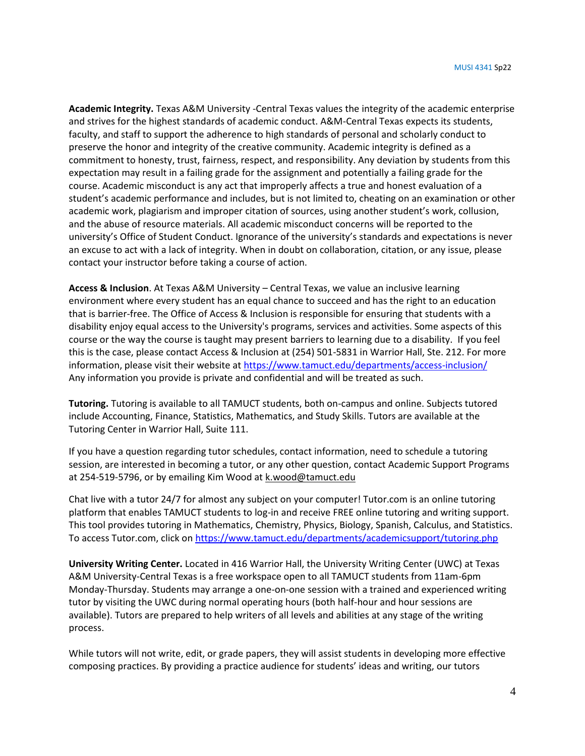**Academic Integrity.** Texas A&M University -Central Texas values the integrity of the academic enterprise and strives for the highest standards of academic conduct. A&M-Central Texas expects its students, faculty, and staff to support the adherence to high standards of personal and scholarly conduct to preserve the honor and integrity of the creative community. Academic integrity is defined as a commitment to honesty, trust, fairness, respect, and responsibility. Any deviation by students from this expectation may result in a failing grade for the assignment and potentially a failing grade for the course. Academic misconduct is any act that improperly affects a true and honest evaluation of a student's academic performance and includes, but is not limited to, cheating on an examination or other academic work, plagiarism and improper citation of sources, using another student's work, collusion, and the abuse of resource materials. All academic misconduct concerns will be reported to the university's Office of Student Conduct. Ignorance of the university's standards and expectations is never an excuse to act with a lack of integrity. When in doubt on collaboration, citation, or any issue, please contact your instructor before taking a course of action.

**Access & Inclusion**. At Texas A&M University – Central Texas, we value an inclusive learning environment where every student has an equal chance to succeed and has the right to an education that is barrier-free. The Office of Access & Inclusion is responsible for ensuring that students with a disability enjoy equal access to the University's programs, services and activities. Some aspects of this course or the way the course is taught may present barriers to learning due to a disability. If you feel this is the case, please contact Access & Inclusion at (254) 501-5831 in Warrior Hall, Ste. 212. For more information, please visit their website at https://www.tamuct.edu/departments/access-inclusion/ Any information you provide is private and confidential and will be treated as such.

**Tutoring.** Tutoring is available to all TAMUCT students, both on-campus and online. Subjects tutored include Accounting, Finance, Statistics, Mathematics, and Study Skills. Tutors are available at the Tutoring Center in Warrior Hall, Suite 111.

If you have a question regarding tutor schedules, contact information, need to schedule a tutoring session, are interested in becoming a tutor, or any other question, contact Academic Support Programs at 254-519-5796, or by emailing Kim Wood at k.wood@tamuct.edu

Chat live with a tutor 24/7 for almost any subject on your computer! Tutor.com is an online tutoring platform that enables TAMUCT students to log-in and receive FREE online tutoring and writing support. This tool provides tutoring in Mathematics, Chemistry, Physics, Biology, Spanish, Calculus, and Statistics. To access Tutor.com, click on https://www.tamuct.edu/departments/academicsupport/tutoring.php

**University Writing Center.** Located in 416 Warrior Hall, the University Writing Center (UWC) at Texas A&M University-Central Texas is a free workspace open to all TAMUCT students from 11am-6pm Monday-Thursday. Students may arrange a one-on-one session with a trained and experienced writing tutor by visiting the UWC during normal operating hours (both half-hour and hour sessions are available). Tutors are prepared to help writers of all levels and abilities at any stage of the writing process.

While tutors will not write, edit, or grade papers, they will assist students in developing more effective composing practices. By providing a practice audience for students' ideas and writing, our tutors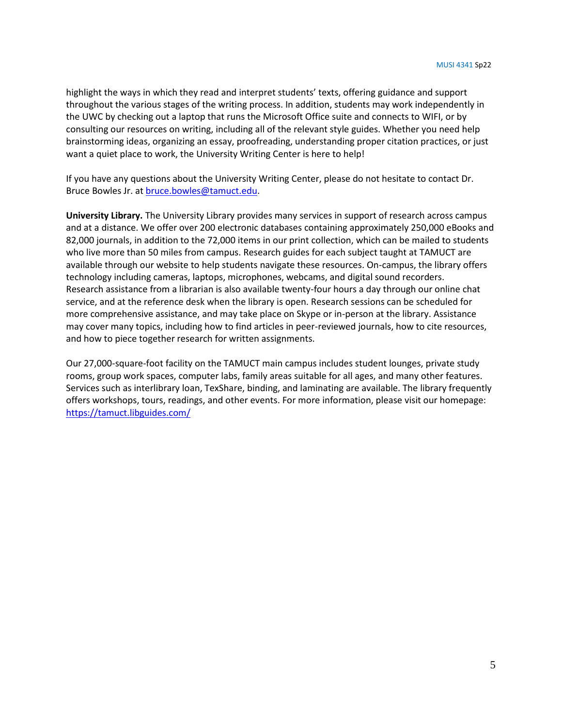highlight the ways in which they read and interpret students' texts, offering guidance and support throughout the various stages of the writing process. In addition, students may work independently in the UWC by checking out a laptop that runs the Microsoft Office suite and connects to WIFI, or by consulting our resources on writing, including all of the relevant style guides. Whether you need help brainstorming ideas, organizing an essay, proofreading, understanding proper citation practices, or just want a quiet place to work, the University Writing Center is here to help!

If you have any questions about the University Writing Center, please do not hesitate to contact Dr. Bruce Bowles Jr. at bruce.bowles@tamuct.edu.

**University Library.** The University Library provides many services in support of research across campus and at a distance. We offer over 200 electronic databases containing approximately 250,000 eBooks and 82,000 journals, in addition to the 72,000 items in our print collection, which can be mailed to students who live more than 50 miles from campus. Research guides for each subject taught at TAMUCT are available through our website to help students navigate these resources. On-campus, the library offers technology including cameras, laptops, microphones, webcams, and digital sound recorders. Research assistance from a librarian is also available twenty-four hours a day through our online chat service, and at the reference desk when the library is open. Research sessions can be scheduled for more comprehensive assistance, and may take place on Skype or in-person at the library. Assistance may cover many topics, including how to find articles in peer-reviewed journals, how to cite resources, and how to piece together research for written assignments.

Our 27,000-square-foot facility on the TAMUCT main campus includes student lounges, private study rooms, group work spaces, computer labs, family areas suitable for all ages, and many other features. Services such as interlibrary loan, TexShare, binding, and laminating are available. The library frequently offers workshops, tours, readings, and other events. For more information, please visit our homepage: https://tamuct.libguides.com/